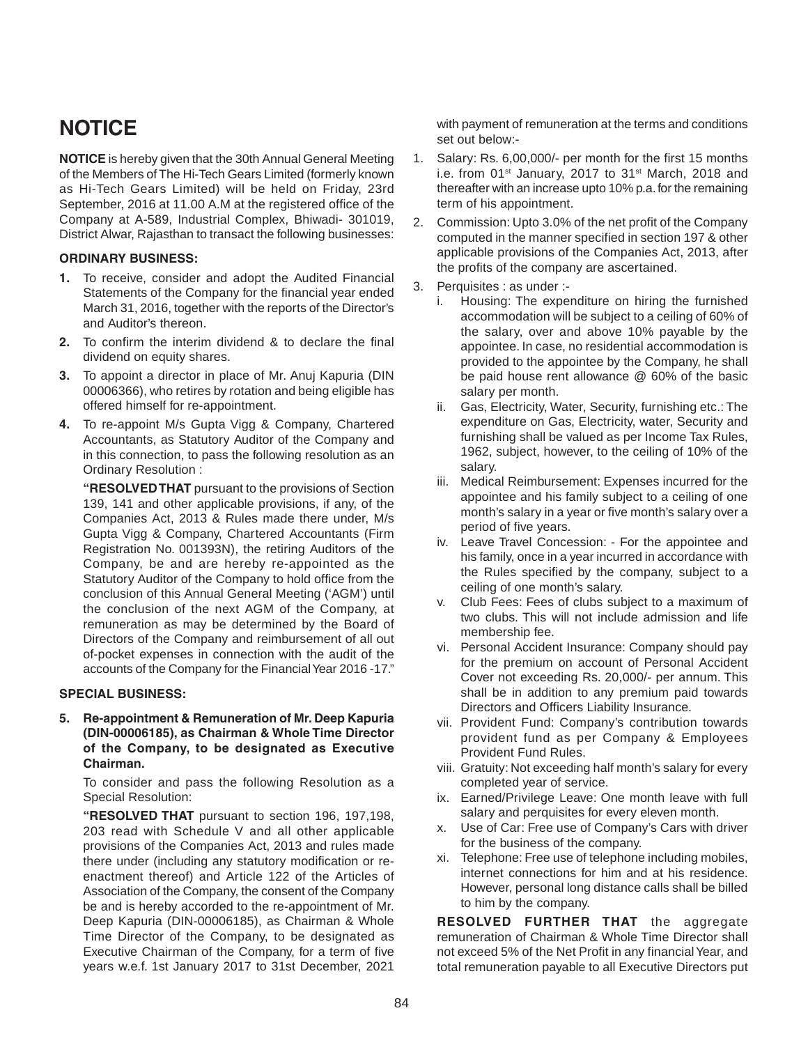# NOTICE

**NOTICE** is hereby given that the 30th Annual General Meeting of the Members of The Hi-Tech Gears Limited (formerly known as Hi-Tech Gears Limited) will be held on Friday, 23rd September, 2016 at 11.00 A.M at the registered office of the Company at A-589, Industrial Complex, Bhiwadi- 301019, District Alwar, Rajasthan to transact the following businesses:

### ORDINARY BUSINESS:

**1.** To receive, consider and adopt the Audited Financial Statements of the Company for the financial year ended March 31, 2016, together with the reports of the Director's and Auditor's thereon.

**2.** To confirm the interim dividend & to declare the final dividend on equity shares.

**3.** To appoint a director in place of Mr. Anuj Kapuria (DIN 00006366), who retires by rotation and being eligible has offered himself for re-appointment.

**4.** To re-appoint M/s Gupta Vigg & Company, Chartered Accountants, as Statutory Auditor of the Company and in this connection, to pass the following resolution as an Ordinary Resolution :

**"RESOLVED THAT** pursuant to the provisions of Section 139, 141 and other applicable provisions, if any, of the Companies Act, 2013 & Rules made there under, M/s Gupta Vigg & Company, Chartered Accountants (Firm Registration No. 001393N), the retiring Auditors of the Company, be and are hereby re-appointed as the Statutory Auditor of the Company to hold office from the conclusion of this Annual General Meeting ('AGM') until the conclusion of the next AGM of the Company, at remuneration as may be determined by the Board of Directors of the Company and reimbursement of all out of-pocket expenses in connection with the audit of the accounts of the Company for the Financial Year 2016 -17."

### SPECIAL BUSINESS:

**5. Re-appointment & Remuneration of Mr. Deep Kapuria (DIN-00006185), as Chairman & Whole Time Director of the Company, to be designated as Executive Chairman.**

To consider and pass the following Resolution as a Special Resolution:

**"RESOLVED THAT** pursuant to section 196, 197,198, 203 read with Schedule V and all other applicable provisions of the Companies Act, 2013 and rules made there under (including any statutory modification or re-enactment thereof) and Article 122 of the Articles of Association of the Company, the consent of the Company be and is hereby accorded to the re-appointment of Mr. Deep Kapuria (DIN-00006185), as Chairman & Whole Time Director of the Company, to be designated as Executive Chairman of the Company, for a term of five years w.e.f. 1st January 2017 to 31st December, 2021 with payment of remuneration at the terms and conditions set out below:-

1. Salary: Rs. 6,00,000/- per month for the first 15 months i.e. from 01st January, 2017 to 31st March, 2018 and thereafter with an increase upto 10% p.a. for the remaining term of his appointment.
2. Commission: Upto 3.0% of the net profit of the Company computed in the manner specified in section 197 & other applicable provisions of the Companies Act, 2013, after the profits of the company are ascertained.
3. Perquisites : as under :-
   i. Housing: The expenditure on hiring the furnished accommodation will be subject to a ceiling of 60% of the salary, over and above 10% payable by the appointee. In case, no residential accommodation is provided to the appointee by the Company, he shall be paid house rent allowance @ 60% of the basic salary per month.
   ii. Gas, Electricity, Water, Security, furnishing etc.: The expenditure on Gas, Electricity, water, Security and furnishing shall be valued as per Income Tax Rules, 1962, subject, however, to the ceiling of 10% of the salary.
   iii. Medical Reimbursement: Expenses incurred for the appointee and his family subject to a ceiling of one month's salary in a year or five month's salary over a period of five years.
   iv. Leave Travel Concession: - For the appointee and his family, once in a year incurred in accordance with the Rules specified by the company, subject to a ceiling of one month's salary.
   v. Club Fees: Fees of clubs subject to a maximum of two clubs. This will not include admission and life membership fee.
   vi. Personal Accident Insurance: Company should pay for the premium on account of Personal Accident Cover not exceeding Rs. 20,000/- per annum. This shall be in addition to any premium paid towards Directors and Officers Liability Insurance.
   vii. Provident Fund: Company's contribution towards provident fund as per Company & Employees Provident Fund Rules.
   viii. Gratuity: Not exceeding half month's salary for every completed year of service.
   ix. Earned/Privilege Leave: One month leave with full salary and perquisites for every eleven month.
   x. Use of Car: Free use of Company's Cars with driver for the business of the company.
   xi. Telephone: Free use of telephone including mobiles, internet connections for him and at his residence. However, personal long distance calls shall be billed to him by the company.

**RESOLVED FURTHER THAT** the aggregate remuneration of Chairman & Whole Time Director shall not exceed 5% of the Net Profit in any financial Year, and total remuneration payable to all Executive Directors put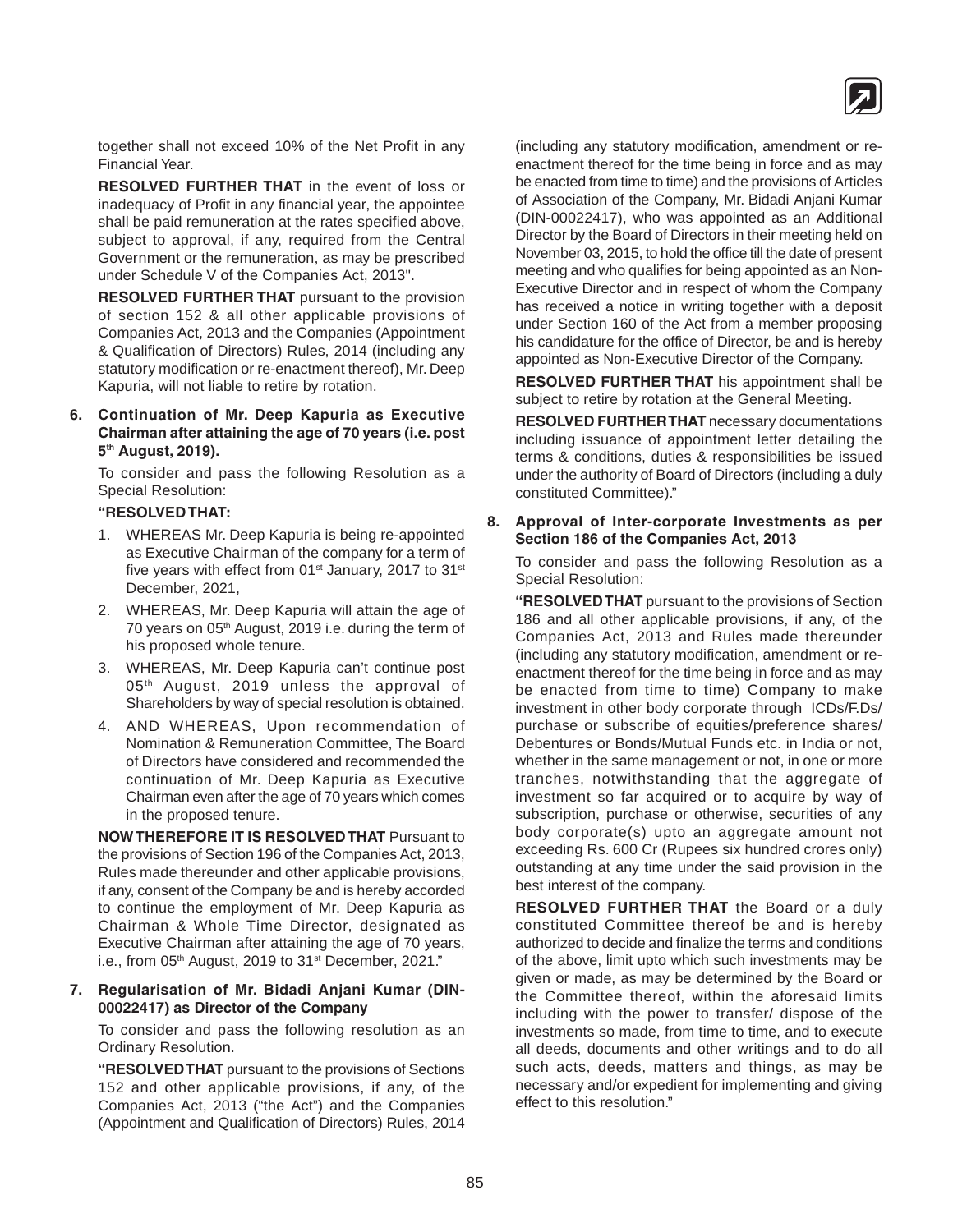together shall not exceed 10% of the Net Profit in any Financial Year.

**RESOLVED FURTHER THAT** in the event of loss or inadequacy of Profit in any financial year, the appointee shall be paid remuneration at the rates specified above, subject to approval, if any, required from the Central Government or the remuneration, as may be prescribed under Schedule V of the Companies Act, 2013".

**RESOLVED FURTHER THAT** pursuant to the provision of section 152 & all other applicable provisions of Companies Act, 2013 and the Companies (Appointment & Qualification of Directors) Rules, 2014 (including any statutory modification or re-enactment thereof), Mr. Deep Kapuria, will not liable to retire by rotation.

**6. Continuation of Mr. Deep Kapuria as Executive Chairman after attaining the age of 70 years (i.e. post 5th August, 2019).**

To consider and pass the following Resolution as a Special Resolution:

**"RESOLVED THAT:**

1. WHEREAS Mr. Deep Kapuria is being re-appointed as Executive Chairman of the company for a term of five years with effect from 01st January, 2017 to 31st December, 2021,
2. WHEREAS, Mr. Deep Kapuria will attain the age of 70 years on 05th August, 2019 i.e. during the term of his proposed whole tenure.
3. WHEREAS, Mr. Deep Kapuria can't continue post 05th August, 2019 unless the approval of Shareholders by way of special resolution is obtained.
4. AND WHEREAS, Upon recommendation of Nomination & Remuneration Committee, The Board of Directors have considered and recommended the continuation of Mr. Deep Kapuria as Executive Chairman even after the age of 70 years which comes in the proposed tenure.

**NOW THEREFORE IT IS RESOLVED THAT** Pursuant to the provisions of Section 196 of the Companies Act, 2013, Rules made thereunder and other applicable provisions, if any, consent of the Company be and is hereby accorded to continue the employment of Mr. Deep Kapuria as Chairman & Whole Time Director, designated as Executive Chairman after attaining the age of 70 years, i.e., from 05th August, 2019 to 31st December, 2021."

**7. Regularisation of Mr. Bidadi Anjani Kumar (DIN-00022417) as Director of the Company**

To consider and pass the following resolution as an Ordinary Resolution.

**"RESOLVED THAT** pursuant to the provisions of Sections 152 and other applicable provisions, if any, of the Companies Act, 2013 ("the Act") and the Companies (Appointment and Qualification of Directors) Rules, 2014 (including any statutory modification, amendment or re-enactment thereof for the time being in force and as may be enacted from time to time) and the provisions of Articles of Association of the Company, Mr. Bidadi Anjani Kumar (DIN-00022417), who was appointed as an Additional Director by the Board of Directors in their meeting held on November 03, 2015, to hold the office till the date of present meeting and who qualifies for being appointed as an Non-Executive Director and in respect of whom the Company has received a notice in writing together with a deposit under Section 160 of the Act from a member proposing his candidature for the office of Director, be and is hereby appointed as Non-Executive Director of the Company.

**RESOLVED FURTHER THAT** his appointment shall be subject to retire by rotation at the General Meeting.

**RESOLVED FURTHER THAT** necessary documentations including issuance of appointment letter detailing the terms & conditions, duties & responsibilities be issued under the authority of Board of Directors (including a duly constituted Committee)."

**8. Approval of Inter-corporate Investments as per Section 186 of the Companies Act, 2013**

To consider and pass the following Resolution as a Special Resolution:

**"RESOLVED THAT** pursuant to the provisions of Section 186 and all other applicable provisions, if any, of the Companies Act, 2013 and Rules made thereunder (including any statutory modification, amendment or re-enactment thereof for the time being in force and as may be enacted from time to time) Company to make investment in other body corporate through ICDs/F.Ds/ purchase or subscribe of equities/preference shares/ Debentures or Bonds/Mutual Funds etc. in India or not, whether in the same management or not, in one or more tranches, notwithstanding that the aggregate of investment so far acquired or to acquire by way of subscription, purchase or otherwise, securities of any body corporate(s) upto an aggregate amount not exceeding Rs. 600 Cr (Rupees six hundred crores only) outstanding at any time under the said provision in the best interest of the company.

**RESOLVED FURTHER THAT** the Board or a duly constituted Committee thereof be and is hereby authorized to decide and finalize the terms and conditions of the above, limit upto which such investments may be given or made, as may be determined by the Board or the Committee thereof, within the aforesaid limits including with the power to transfer/ dispose of the investments so made, from time to time, and to execute all deeds, documents and other writings and to do all such acts, deeds, matters and things, as may be necessary and/or expedient for implementing and giving effect to this resolution."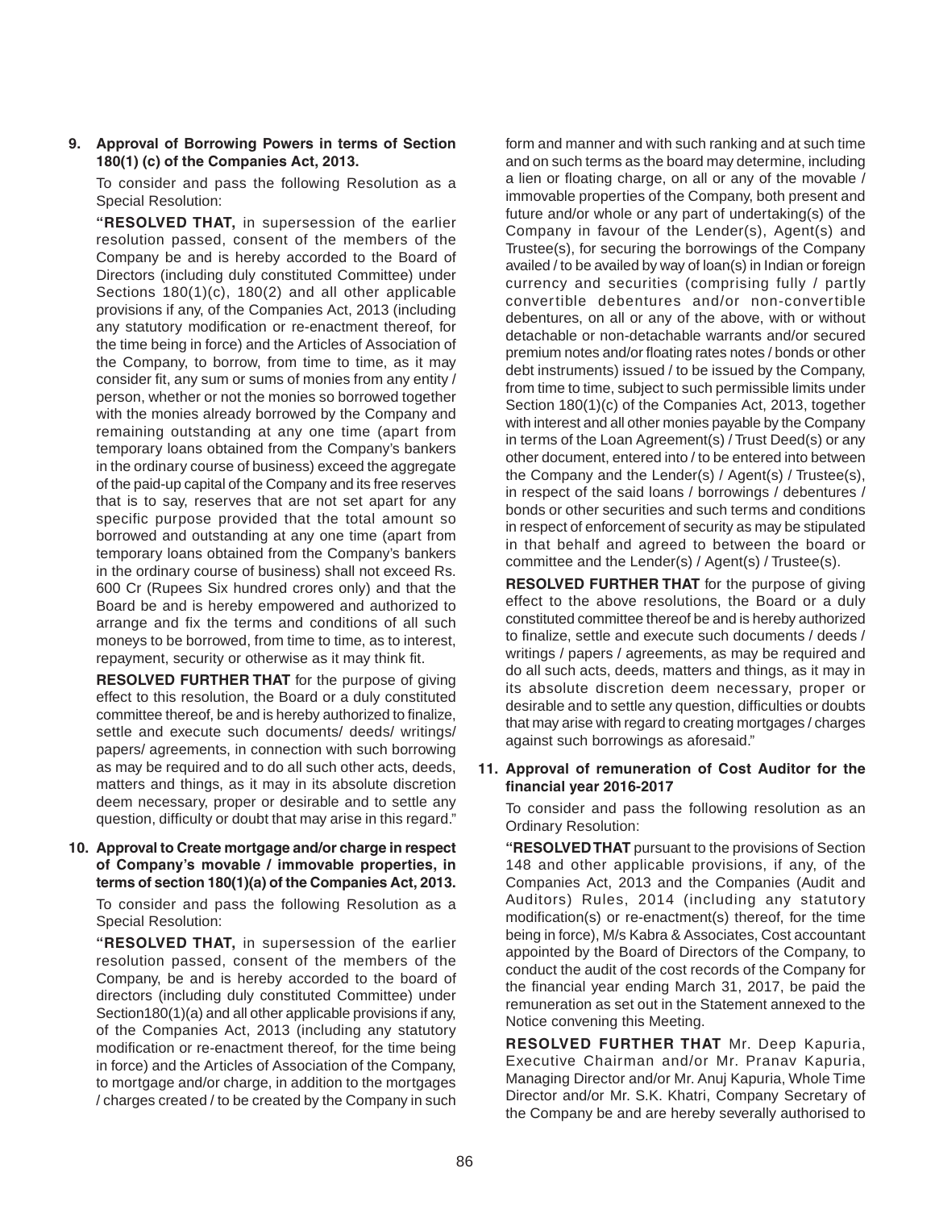**9. Approval of Borrowing Powers in terms of Section 180(1) (c) of the Companies Act, 2013.**

To consider and pass the following Resolution as a Special Resolution:

**"RESOLVED THAT,** in supersession of the earlier resolution passed, consent of the members of the Company be and is hereby accorded to the Board of Directors (including duly constituted Committee) under Sections 180(1)(c), 180(2) and all other applicable provisions if any, of the Companies Act, 2013 (including any statutory modification or re-enactment thereof, for the time being in force) and the Articles of Association of the Company, to borrow, from time to time, as it may consider fit, any sum or sums of monies from any entity / person, whether or not the monies so borrowed together with the monies already borrowed by the Company and remaining outstanding at any one time (apart from temporary loans obtained from the Company's bankers in the ordinary course of business) exceed the aggregate of the paid-up capital of the Company and its free reserves that is to say, reserves that are not set apart for any specific purpose provided that the total amount so borrowed and outstanding at any one time (apart from temporary loans obtained from the Company's bankers in the ordinary course of business) shall not exceed Rs. 600 Cr (Rupees Six hundred crores only) and that the Board be and is hereby empowered and authorized to arrange and fix the terms and conditions of all such moneys to be borrowed, from time to time, as to interest, repayment, security or otherwise as it may think fit.

**RESOLVED FURTHER THAT** for the purpose of giving effect to this resolution, the Board or a duly constituted committee thereof, be and is hereby authorized to finalize, settle and execute such documents/ deeds/ writings/ papers/ agreements, in connection with such borrowing as may be required and to do all such other acts, deeds, matters and things, as it may in its absolute discretion deem necessary, proper or desirable and to settle any question, difficulty or doubt that may arise in this regard."

**10. Approval to Create mortgage and/or charge in respect of Company's movable / immovable properties, in terms of section 180(1)(a) of the Companies Act, 2013.**

To consider and pass the following Resolution as a Special Resolution:

**"RESOLVED THAT,** in supersession of the earlier resolution passed, consent of the members of the Company, be and is hereby accorded to the board of directors (including duly constituted Committee) under Section180(1)(a) and all other applicable provisions if any, of the Companies Act, 2013 (including any statutory modification or re-enactment thereof, for the time being in force) and the Articles of Association of the Company, to mortgage and/or charge, in addition to the mortgages / charges created / to be created by the Company in such form and manner and with such ranking and at such time and on such terms as the board may determine, including a lien or floating charge, on all or any of the movable / immovable properties of the Company, both present and future and/or whole or any part of undertaking(s) of the Company in favour of the Lender(s), Agent(s) and Trustee(s), for securing the borrowings of the Company availed / to be availed by way of loan(s) in Indian or foreign currency and securities (comprising fully / partly convertible debentures and/or non-convertible debentures, on all or any of the above, with or without detachable or non-detachable warrants and/or secured premium notes and/or floating rates notes / bonds or other debt instruments) issued / to be issued by the Company, from time to time, subject to such permissible limits under Section 180(1)(c) of the Companies Act, 2013, together with interest and all other monies payable by the Company in terms of the Loan Agreement(s) / Trust Deed(s) or any other document, entered into / to be entered into between the Company and the Lender(s) / Agent(s) / Trustee(s), in respect of the said loans / borrowings / debentures / bonds or other securities and such terms and conditions in respect of enforcement of security as may be stipulated in that behalf and agreed to between the board or committee and the Lender(s) / Agent(s) / Trustee(s).

**RESOLVED FURTHER THAT** for the purpose of giving effect to the above resolutions, the Board or a duly constituted committee thereof be and is hereby authorized to finalize, settle and execute such documents / deeds / writings / papers / agreements, as may be required and do all such acts, deeds, matters and things, as it may in its absolute discretion deem necessary, proper or desirable and to settle any question, difficulties or doubts that may arise with regard to creating mortgages / charges against such borrowings as aforesaid."

**11. Approval of remuneration of Cost Auditor for the financial year 2016-2017**

To consider and pass the following resolution as an Ordinary Resolution:

**"RESOLVED THAT** pursuant to the provisions of Section 148 and other applicable provisions, if any, of the Companies Act, 2013 and the Companies (Audit and Auditors) Rules, 2014 (including any statutory modification(s) or re-enactment(s) thereof, for the time being in force), M/s Kabra & Associates, Cost accountant appointed by the Board of Directors of the Company, to conduct the audit of the cost records of the Company for the financial year ending March 31, 2017, be paid the remuneration as set out in the Statement annexed to the Notice convening this Meeting.

**RESOLVED FURTHER THAT** Mr. Deep Kapuria, Executive Chairman and/or Mr. Pranav Kapuria, Managing Director and/or Mr. Anuj Kapuria, Whole Time Director and/or Mr. S.K. Khatri, Company Secretary of the Company be and are hereby severally authorised to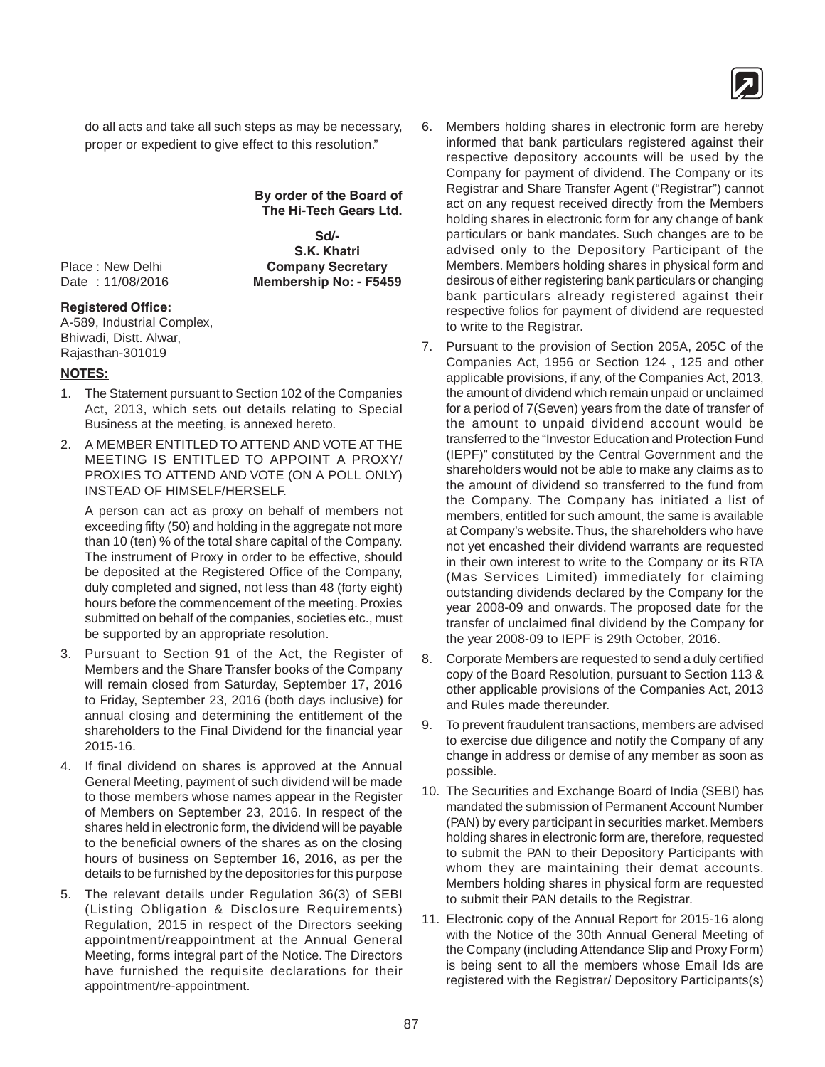do all acts and take all such steps as may be necessary, proper or expedient to give effect to this resolution."

**By order of the Board of**
**The Hi-Tech Gears Ltd.**

**Sd/-**
**S.K. Khatri**
**Company Secretary**
**Membership No: - F5459**

Place : New Delhi
Date : 11/08/2016

**Registered Office:**
A-589, Industrial Complex,
Bhiwadi, Distt. Alwar,
Rajasthan-301019

**NOTES:**

1. The Statement pursuant to Section 102 of the Companies Act, 2013, which sets out details relating to Special Business at the meeting, is annexed hereto.

2. A MEMBER ENTITLED TO ATTEND AND VOTE AT THE MEETING IS ENTITLED TO APPOINT A PROXY/ PROXIES TO ATTEND AND VOTE (ON A POLL ONLY) INSTEAD OF HIMSELF/HERSELF.

   A person can act as proxy on behalf of members not exceeding fifty (50) and holding in the aggregate not more than 10 (ten) % of the total share capital of the Company. The instrument of Proxy in order to be effective, should be deposited at the Registered Office of the Company, duly completed and signed, not less than 48 (forty eight) hours before the commencement of the meeting. Proxies submitted on behalf of the companies, societies etc., must be supported by an appropriate resolution.

3. Pursuant to Section 91 of the Act, the Register of Members and the Share Transfer books of the Company will remain closed from Saturday, September 17, 2016 to Friday, September 23, 2016 (both days inclusive) for annual closing and determining the entitlement of the shareholders to the Final Dividend for the financial year 2015-16.

4. If final dividend on shares is approved at the Annual General Meeting, payment of such dividend will be made to those members whose names appear in the Register of Members on September 23, 2016. In respect of the shares held in electronic form, the dividend will be payable to the beneficial owners of the shares as on the closing hours of business on September 16, 2016, as per the details to be furnished by the depositories for this purpose

5. The relevant details under Regulation 36(3) of SEBI (Listing Obligation & Disclosure Requirements) Regulation, 2015 in respect of the Directors seeking appointment/reappointment at the Annual General Meeting, forms integral part of the Notice. The Directors have furnished the requisite declarations for their appointment/re-appointment.

6. Members holding shares in electronic form are hereby informed that bank particulars registered against their respective depository accounts will be used by the Company for payment of dividend. The Company or its Registrar and Share Transfer Agent ("Registrar") cannot act on any request received directly from the Members holding shares in electronic form for any change of bank particulars or bank mandates. Such changes are to be advised only to the Depository Participant of the Members. Members holding shares in physical form and desirous of either registering bank particulars or changing bank particulars already registered against their respective folios for payment of dividend are requested to write to the Registrar.

7. Pursuant to the provision of Section 205A, 205C of the Companies Act, 1956 or Section 124 , 125 and other applicable provisions, if any, of the Companies Act, 2013, the amount of dividend which remain unpaid or unclaimed for a period of 7(Seven) years from the date of transfer of the amount to unpaid dividend account would be transferred to the "Investor Education and Protection Fund (IEPF)" constituted by the Central Government and the shareholders would not be able to make any claims as to the amount of dividend so transferred to the fund from the Company. The Company has initiated a list of members, entitled for such amount, the same is available at Company's website. Thus, the shareholders who have not yet encashed their dividend warrants are requested in their own interest to write to the Company or its RTA (Mas Services Limited) immediately for claiming outstanding dividends declared by the Company for the year 2008-09 and onwards. The proposed date for the transfer of unclaimed final dividend by the Company for the year 2008-09 to IEPF is 29th October, 2016.

8. Corporate Members are requested to send a duly certified copy of the Board Resolution, pursuant to Section 113 & other applicable provisions of the Companies Act, 2013 and Rules made thereunder.

9. To prevent fraudulent transactions, members are advised to exercise due diligence and notify the Company of any change in address or demise of any member as soon as possible.

10. The Securities and Exchange Board of India (SEBI) has mandated the submission of Permanent Account Number (PAN) by every participant in securities market. Members holding shares in electronic form are, therefore, requested to submit the PAN to their Depository Participants with whom they are maintaining their demat accounts. Members holding shares in physical form are requested to submit their PAN details to the Registrar.

11. Electronic copy of the Annual Report for 2015-16 along with the Notice of the 30th Annual General Meeting of the Company (including Attendance Slip and Proxy Form) is being sent to all the members whose Email Ids are registered with the Registrar/ Depository Participants(s)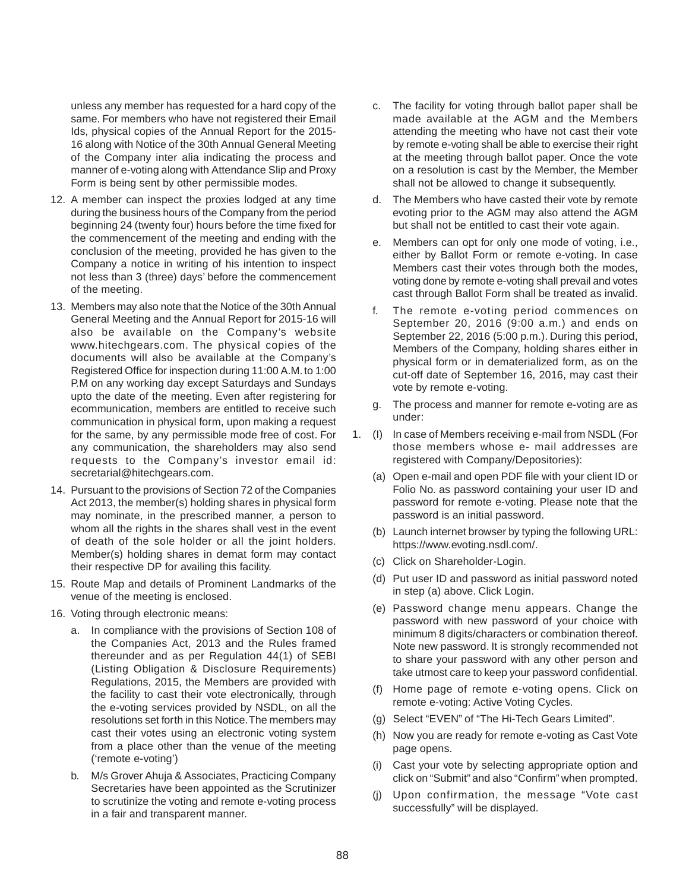unless any member has requested for a hard copy of the same. For members who have not registered their Email Ids, physical copies of the Annual Report for the 2015-16 along with Notice of the 30th Annual General Meeting of the Company inter alia indicating the process and manner of e-voting along with Attendance Slip and Proxy Form is being sent by other permissible modes.

12. A member can inspect the proxies lodged at any time during the business hours of the Company from the period beginning 24 (twenty four) hours before the time fixed for the commencement of the meeting and ending with the conclusion of the meeting, provided he has given to the Company a notice in writing of his intention to inspect not less than 3 (three) days' before the commencement of the meeting.

13. Members may also note that the Notice of the 30th Annual General Meeting and the Annual Report for 2015-16 will also be available on the Company's website www.hitechgears.com. The physical copies of the documents will also be available at the Company's Registered Office for inspection during 11:00 A.M. to 1:00 P.M on any working day except Saturdays and Sundays upto the date of the meeting. Even after registering for ecommunication, members are entitled to receive such communication in physical form, upon making a request for the same, by any permissible mode free of cost. For any communication, the shareholders may also send requests to the Company's investor email id: secretarial@hitechgears.com.

14. Pursuant to the provisions of Section 72 of the Companies Act 2013, the member(s) holding shares in physical form may nominate, in the prescribed manner, a person to whom all the rights in the shares shall vest in the event of death of the sole holder or all the joint holders. Member(s) holding shares in demat form may contact their respective DP for availing this facility.

15. Route Map and details of Prominent Landmarks of the venue of the meeting is enclosed.

16. Voting through electronic means:

    a. In compliance with the provisions of Section 108 of the Companies Act, 2013 and the Rules framed thereunder and as per Regulation 44(1) of SEBI (Listing Obligation & Disclosure Requirements) Regulations, 2015, the Members are provided with the facility to cast their vote electronically, through the e-voting services provided by NSDL, on all the resolutions set forth in this Notice. The members may cast their votes using an electronic voting system from a place other than the venue of the meeting ('remote e-voting')

    b. M/s Grover Ahuja & Associates, Practicing Company Secretaries have been appointed as the Scrutinizer to scrutinize the voting and remote e-voting process in a fair and transparent manner.

    c. The facility for voting through ballot paper shall be made available at the AGM and the Members attending the meeting who have not cast their vote by remote e-voting shall be able to exercise their right at the meeting through ballot paper. Once the vote on a resolution is cast by the Member, the Member shall not be allowed to change it subsequently.

    d. The Members who have casted their vote by remote evoting prior to the AGM may also attend the AGM but shall not be entitled to cast their vote again.

    e. Members can opt for only one mode of voting, i.e., either by Ballot Form or remote e-voting. In case Members cast their votes through both the modes, voting done by remote e-voting shall prevail and votes cast through Ballot Form shall be treated as invalid.

    f. The remote e-voting period commences on September 20, 2016 (9:00 a.m.) and ends on September 22, 2016 (5:00 p.m.). During this period, Members of the Company, holding shares either in physical form or in dematerialized form, as on the cut-off date of September 16, 2016, may cast their vote by remote e-voting.

    g. The process and manner for remote e-voting are as under:

1. (I) In case of Members receiving e-mail from NSDL (For those members whose e- mail addresses are registered with Company/Depositories):

    (a) Open e-mail and open PDF file with your client ID or Folio No. as password containing your user ID and password for remote e-voting. Please note that the password is an initial password.

    (b) Launch internet browser by typing the following URL: https://www.evoting.nsdl.com/.

    (c) Click on Shareholder-Login.

    (d) Put user ID and password as initial password noted in step (a) above. Click Login.

    (e) Password change menu appears. Change the password with new password of your choice with minimum 8 digits/characters or combination thereof. Note new password. It is strongly recommended not to share your password with any other person and take utmost care to keep your password confidential.

    (f) Home page of remote e-voting opens. Click on remote e-voting: Active Voting Cycles.

    (g) Select "EVEN" of "The Hi-Tech Gears Limited".

    (h) Now you are ready for remote e-voting as Cast Vote page opens.

    (i) Cast your vote by selecting appropriate option and click on "Submit" and also "Confirm" when prompted.

    (j) Upon confirmation, the message "Vote cast successfully" will be displayed.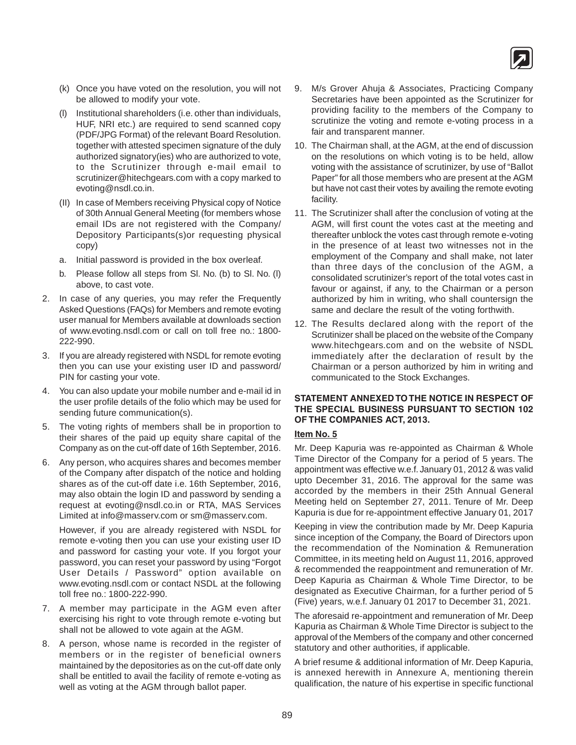(k) Once you have voted on the resolution, you will not be allowed to modify your vote.

(l) Institutional shareholders (i.e. other than individuals, HUF, NRI etc.) are required to send scanned copy (PDF/JPG Format) of the relevant Board Resolution. together with attested specimen signature of the duly authorized signatory(ies) who are authorized to vote, to the Scrutinizer through e-mail email to scrutinizer@hitechgears.com with a copy marked to evoting@nsdl.co.in.

(II) In case of Members receiving Physical copy of Notice of 30th Annual General Meeting (for members whose email IDs are not registered with the Company/ Depository Participants(s)or requesting physical copy)

a. Initial password is provided in the box overleaf.

b. Please follow all steps from Sl. No. (b) to Sl. No. (l) above, to cast vote.

2. In case of any queries, you may refer the Frequently Asked Questions (FAQs) for Members and remote evoting user manual for Members available at downloads section of www.evoting.nsdl.com or call on toll free no.: 1800-222-990.

3. If you are already registered with NSDL for remote evoting then you can use your existing user ID and password/ PIN for casting your vote.

4. You can also update your mobile number and e-mail id in the user profile details of the folio which may be used for sending future communication(s).

5. The voting rights of members shall be in proportion to their shares of the paid up equity share capital of the Company as on the cut-off date of 16th September, 2016.

6. Any person, who acquires shares and becomes member of the Company after dispatch of the notice and holding shares as of the cut-off date i.e. 16th September, 2016, may also obtain the login ID and password by sending a request at evoting@nsdl.co.in or RTA, MAS Services Limited at info@masserv.com or sm@masserv.com.

   However, if you are already registered with NSDL for remote e-voting then you can use your existing user ID and password for casting your vote. If you forgot your password, you can reset your password by using "Forgot User Details / Password" option available on www.evoting.nsdl.com or contact NSDL at the following toll free no.: 1800-222-990.

7. A member may participate in the AGM even after exercising his right to vote through remote e-voting but shall not be allowed to vote again at the AGM.

8. A person, whose name is recorded in the register of members or in the register of beneficial owners maintained by the depositories as on the cut-off date only shall be entitled to avail the facility of remote e-voting as well as voting at the AGM through ballot paper.

9. M/s Grover Ahuja & Associates, Practicing Company Secretaries have been appointed as the Scrutinizer for providing facility to the members of the Company to scrutinize the voting and remote e-voting process in a fair and transparent manner.

10. The Chairman shall, at the AGM, at the end of discussion on the resolutions on which voting is to be held, allow voting with the assistance of scrutinizer, by use of "Ballot Paper" for all those members who are present at the AGM but have not cast their votes by availing the remote evoting facility.

11. The Scrutinizer shall after the conclusion of voting at the AGM, will first count the votes cast at the meeting and thereafter unblock the votes cast through remote e-voting in the presence of at least two witnesses not in the employment of the Company and shall make, not later than three days of the conclusion of the AGM, a consolidated scrutinizer's report of the total votes cast in favour or against, if any, to the Chairman or a person authorized by him in writing, who shall countersign the same and declare the result of the voting forthwith.

12. The Results declared along with the report of the Scrutinizer shall be placed on the website of the Company www.hitechgears.com and on the website of NSDL immediately after the declaration of result by the Chairman or a person authorized by him in writing and communicated to the Stock Exchanges.

**STATEMENT ANNEXED TO THE NOTICE IN RESPECT OF THE SPECIAL BUSINESS PURSUANT TO SECTION 102 OF THE COMPANIES ACT, 2013.**

**Item No. 5**

Mr. Deep Kapuria was re-appointed as Chairman & Whole Time Director of the Company for a period of 5 years. The appointment was effective w.e.f. January 01, 2012 & was valid upto December 31, 2016. The approval for the same was accorded by the members in their 25th Annual General Meeting held on September 27, 2011. Tenure of Mr. Deep Kapuria is due for re-appointment effective January 01, 2017

Keeping in view the contribution made by Mr. Deep Kapuria since inception of the Company, the Board of Directors upon the recommendation of the Nomination & Remuneration Committee, in its meeting held on August 11, 2016, approved & recommended the reappointment and remuneration of Mr. Deep Kapuria as Chairman & Whole Time Director, to be designated as Executive Chairman, for a further period of 5 (Five) years, w.e.f. January 01 2017 to December 31, 2021.

The aforesaid re-appointment and remuneration of Mr. Deep Kapuria as Chairman & Whole Time Director is subject to the approval of the Members of the company and other concerned statutory and other authorities, if applicable.

A brief resume & additional information of Mr. Deep Kapuria, is annexed herewith in Annexure A, mentioning therein qualification, the nature of his expertise in specific functional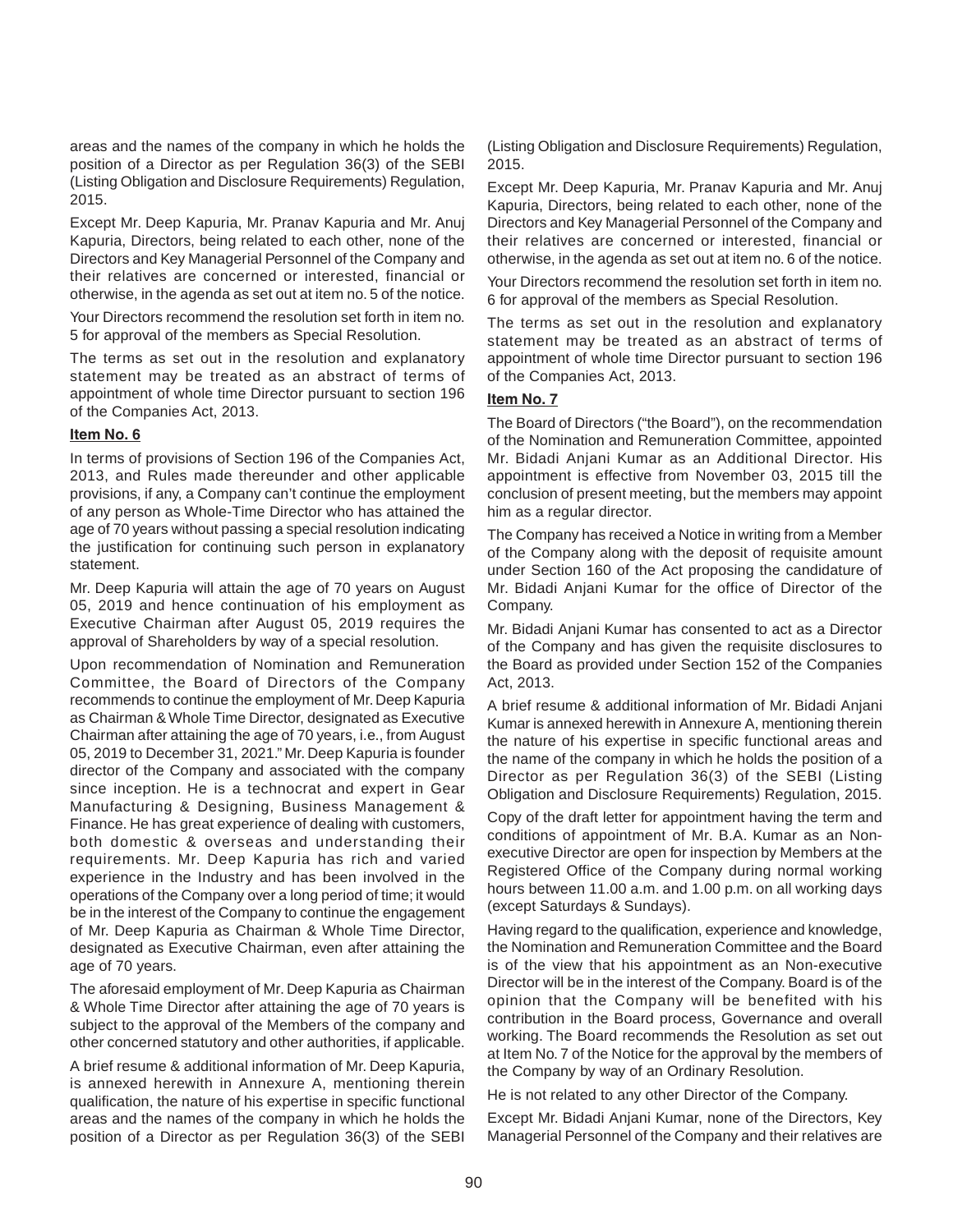areas and the names of the company in which he holds the position of a Director as per Regulation 36(3) of the SEBI (Listing Obligation and Disclosure Requirements) Regulation, 2015.

Except Mr. Deep Kapuria, Mr. Pranav Kapuria and Mr. Anuj Kapuria, Directors, being related to each other, none of the Directors and Key Managerial Personnel of the Company and their relatives are concerned or interested, financial or otherwise, in the agenda as set out at item no. 5 of the notice.

Your Directors recommend the resolution set forth in item no. 5 for approval of the members as Special Resolution.

The terms as set out in the resolution and explanatory statement may be treated as an abstract of terms of appointment of whole time Director pursuant to section 196 of the Companies Act, 2013.

**Item No. 6**

In terms of provisions of Section 196 of the Companies Act, 2013, and Rules made thereunder and other applicable provisions, if any, a Company can't continue the employment of any person as Whole-Time Director who has attained the age of 70 years without passing a special resolution indicating the justification for continuing such person in explanatory statement.

Mr. Deep Kapuria will attain the age of 70 years on August 05, 2019 and hence continuation of his employment as Executive Chairman after August 05, 2019 requires the approval of Shareholders by way of a special resolution.

Upon recommendation of Nomination and Remuneration Committee, the Board of Directors of the Company recommends to continue the employment of Mr. Deep Kapuria as Chairman & Whole Time Director, designated as Executive Chairman after attaining the age of 70 years, i.e., from August 05, 2019 to December 31, 2021." Mr. Deep Kapuria is founder director of the Company and associated with the company since inception. He is a technocrat and expert in Gear Manufacturing & Designing, Business Management & Finance. He has great experience of dealing with customers, both domestic & overseas and understanding their requirements. Mr. Deep Kapuria has rich and varied experience in the Industry and has been involved in the operations of the Company over a long period of time; it would be in the interest of the Company to continue the engagement of Mr. Deep Kapuria as Chairman & Whole Time Director, designated as Executive Chairman, even after attaining the age of 70 years.

The aforesaid employment of Mr. Deep Kapuria as Chairman & Whole Time Director after attaining the age of 70 years is subject to the approval of the Members of the company and other concerned statutory and other authorities, if applicable.

A brief resume & additional information of Mr. Deep Kapuria, is annexed herewith in Annexure A, mentioning therein qualification, the nature of his expertise in specific functional areas and the names of the company in which he holds the position of a Director as per Regulation 36(3) of the SEBI (Listing Obligation and Disclosure Requirements) Regulation, 2015.

Except Mr. Deep Kapuria, Mr. Pranav Kapuria and Mr. Anuj Kapuria, Directors, being related to each other, none of the Directors and Key Managerial Personnel of the Company and their relatives are concerned or interested, financial or otherwise, in the agenda as set out at item no. 6 of the notice.

Your Directors recommend the resolution set forth in item no. 6 for approval of the members as Special Resolution.

The terms as set out in the resolution and explanatory statement may be treated as an abstract of terms of appointment of whole time Director pursuant to section 196 of the Companies Act, 2013.

**Item No. 7**

The Board of Directors ("the Board"), on the recommendation of the Nomination and Remuneration Committee, appointed Mr. Bidadi Anjani Kumar as an Additional Director. His appointment is effective from November 03, 2015 till the conclusion of present meeting, but the members may appoint him as a regular director.

The Company has received a Notice in writing from a Member of the Company along with the deposit of requisite amount under Section 160 of the Act proposing the candidature of Mr. Bidadi Anjani Kumar for the office of Director of the Company.

Mr. Bidadi Anjani Kumar has consented to act as a Director of the Company and has given the requisite disclosures to the Board as provided under Section 152 of the Companies Act, 2013.

A brief resume & additional information of Mr. Bidadi Anjani Kumar is annexed herewith in Annexure A, mentioning therein the nature of his expertise in specific functional areas and the name of the company in which he holds the position of a Director as per Regulation 36(3) of the SEBI (Listing Obligation and Disclosure Requirements) Regulation, 2015.

Copy of the draft letter for appointment having the term and conditions of appointment of Mr. B.A. Kumar as an Non-executive Director are open for inspection by Members at the Registered Office of the Company during normal working hours between 11.00 a.m. and 1.00 p.m. on all working days (except Saturdays & Sundays).

Having regard to the qualification, experience and knowledge, the Nomination and Remuneration Committee and the Board is of the view that his appointment as an Non-executive Director will be in the interest of the Company. Board is of the opinion that the Company will be benefited with his contribution in the Board process, Governance and overall working. The Board recommends the Resolution as set out at Item No. 7 of the Notice for the approval by the members of the Company by way of an Ordinary Resolution.

He is not related to any other Director of the Company.

Except Mr. Bidadi Anjani Kumar, none of the Directors, Key Managerial Personnel of the Company and their relatives are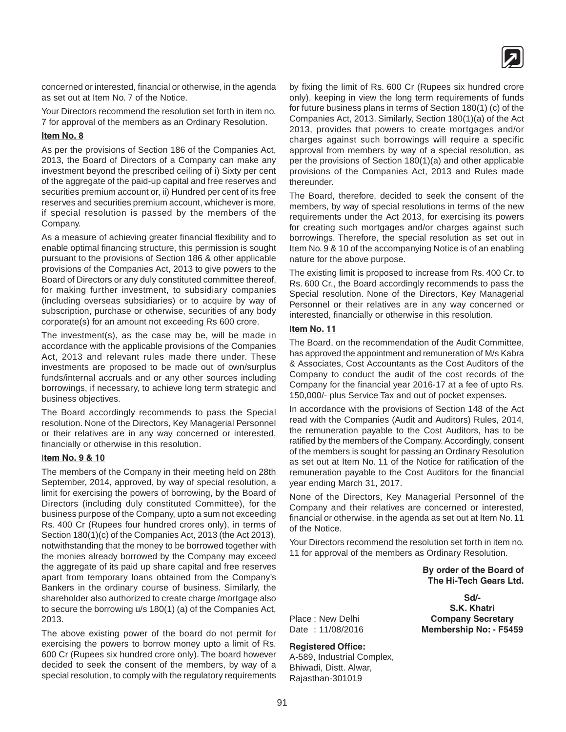concerned or interested, financial or otherwise, in the agenda as set out at Item No. 7 of the Notice.

Your Directors recommend the resolution set forth in item no. 7 for approval of the members as an Ordinary Resolution.

**Item No. 8**

As per the provisions of Section 186 of the Companies Act, 2013, the Board of Directors of a Company can make any investment beyond the prescribed ceiling of i) Sixty per cent of the aggregate of the paid-up capital and free reserves and securities premium account or, ii) Hundred per cent of its free reserves and securities premium account, whichever is more, if special resolution is passed by the members of the Company.

As a measure of achieving greater financial flexibility and to enable optimal financing structure, this permission is sought pursuant to the provisions of Section 186 & other applicable provisions of the Companies Act, 2013 to give powers to the Board of Directors or any duly constituted committee thereof, for making further investment, to subsidiary companies (including overseas subsidiaries) or to acquire by way of subscription, purchase or otherwise, securities of any body corporate(s) for an amount not exceeding Rs 600 crore.

The investment(s), as the case may be, will be made in accordance with the applicable provisions of the Companies Act, 2013 and relevant rules made there under. These investments are proposed to be made out of own/surplus funds/internal accruals and or any other sources including borrowings, if necessary, to achieve long term strategic and business objectives.

The Board accordingly recommends to pass the Special resolution. None of the Directors, Key Managerial Personnel or their relatives are in any way concerned or interested, financially or otherwise in this resolution.

**Item No. 9 & 10**

The members of the Company in their meeting held on 28th September, 2014, approved, by way of special resolution, a limit for exercising the powers of borrowing, by the Board of Directors (including duly constituted Committee), for the business purpose of the Company, upto a sum not exceeding Rs. 400 Cr (Rupees four hundred crores only), in terms of Section 180(1)(c) of the Companies Act, 2013 (the Act 2013), notwithstanding that the money to be borrowed together with the monies already borrowed by the Company may exceed the aggregate of its paid up share capital and free reserves apart from temporary loans obtained from the Company's Bankers in the ordinary course of business. Similarly, the shareholder also authorized to create charge /mortgage also to secure the borrowing u/s 180(1) (a) of the Companies Act, 2013.

The above existing power of the board do not permit for exercising the powers to borrow money upto a limit of Rs. 600 Cr (Rupees six hundred crore only). The board however decided to seek the consent of the members, by way of a special resolution, to comply with the regulatory requirements by fixing the limit of Rs. 600 Cr (Rupees six hundred crore only), keeping in view the long term requirements of funds for future business plans in terms of Section 180(1) (c) of the Companies Act, 2013. Similarly, Section 180(1)(a) of the Act 2013, provides that powers to create mortgages and/or charges against such borrowings will require a specific approval from members by way of a special resolution, as per the provisions of Section 180(1)(a) and other applicable provisions of the Companies Act, 2013 and Rules made thereunder.

The Board, therefore, decided to seek the consent of the members, by way of special resolutions in terms of the new requirements under the Act 2013, for exercising its powers for creating such mortgages and/or charges against such borrowings. Therefore, the special resolution as set out in Item No. 9 & 10 of the accompanying Notice is of an enabling nature for the above purpose.

The existing limit is proposed to increase from Rs. 400 Cr. to Rs. 600 Cr., the Board accordingly recommends to pass the Special resolution. None of the Directors, Key Managerial Personnel or their relatives are in any way concerned or interested, financially or otherwise in this resolution.

**Item No. 11**

The Board, on the recommendation of the Audit Committee, has approved the appointment and remuneration of M/s Kabra & Associates, Cost Accountants as the Cost Auditors of the Company to conduct the audit of the cost records of the Company for the financial year 2016-17 at a fee of upto Rs. 150,000/- plus Service Tax and out of pocket expenses.

In accordance with the provisions of Section 148 of the Act read with the Companies (Audit and Auditors) Rules, 2014, the remuneration payable to the Cost Auditors, has to be ratified by the members of the Company. Accordingly, consent of the members is sought for passing an Ordinary Resolution as set out at Item No. 11 of the Notice for ratification of the remuneration payable to the Cost Auditors for the financial year ending March 31, 2017.

None of the Directors, Key Managerial Personnel of the Company and their relatives are concerned or interested, financial or otherwise, in the agenda as set out at Item No. 11 of the Notice.

Your Directors recommend the resolution set forth in item no. 11 for approval of the members as Ordinary Resolution.

**By order of the Board of**
**The Hi-Tech Gears Ltd.**

**Sd/-**
**S.K. Khatri**
**Company Secretary**
**Membership No: - F5459**

Place : New Delhi
Date : 11/08/2016

**Registered Office:**
A-589, Industrial Complex,
Bhiwadi, Distt. Alwar,
Rajasthan-301019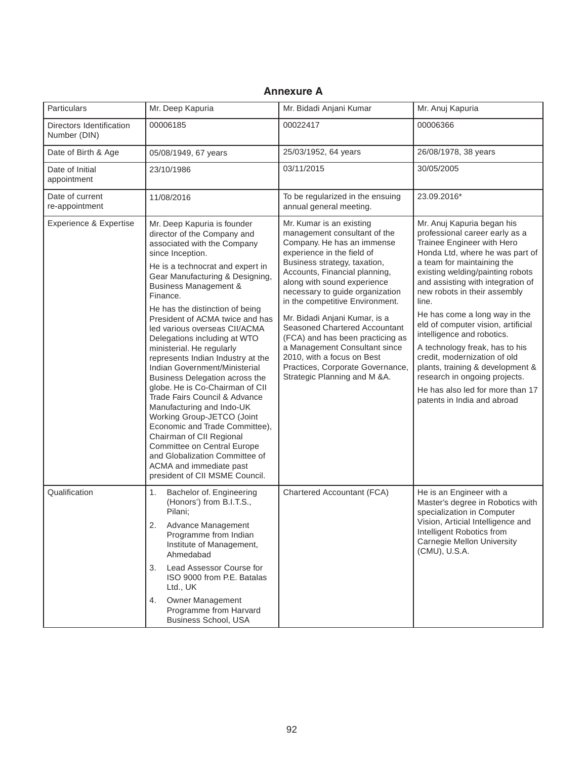## Annexure A

| Particulars | Mr. Deep Kapuria | Mr. Bidadi Anjani Kumar | Mr. Anuj Kapuria |
|---|---|---|---|
| Directors Identification Number (DIN) | 00006185 | 00022417 | 00006366 |
| Date of Birth & Age | 05/08/1949, 67 years | 25/03/1952, 64 years | 26/08/1978, 38 years |
| Date of Initial appointment | 23/10/1986 | 03/11/2015 | 30/05/2005 |
| Date of current re-appointment | 11/08/2016 | To be regularized in the ensuing annual general meeting. | 23.09.2016* |
| Experience & Expertise | Mr. Deep Kapuria is founder director of the Company and associated with the Company since Inception.<br><br>He is a technocrat and expert in Gear Manufacturing & Designing, Business Management & Finance.<br><br>He has the distinction of being President of ACMA twice and has led various overseas CII/ACMA Delegations including at WTO ministerial. He regularly represents Indian Industry at the Indian Government/Ministerial Business Delegation across the globe. He is Co-Chairman of CII Trade Fairs Council & Advance Manufacturing and Indo-UK Working Group-JETCO (Joint Economic and Trade Committee), Chairman of CII Regional Committee on Central Europe and Globalization Committee of ACMA and immediate past president of CII MSME Council. | Mr. Kumar is an existing management consultant of the Company. He has an immense experience in the field of Business strategy, taxation, Accounts, Financial planning, along with sound experience necessary to guide organization in the competitive Environment.<br><br>Mr. Bidadi Anjani Kumar, is a Seasoned Chartered Accountant (FCA) and has been practicing as a Management Consultant since 2010, with a focus on Best Practices, Corporate Governance, Strategic Planning and M &A. | Mr. Anuj Kapuria began his professional career early as a Trainee Engineer with Hero Honda Ltd, where he was part of a team for maintaining the existing welding/painting robots and assisting with integration of new robots in their assembly line.<br><br>He has come a long way in the eld of computer vision, artificial intelligence and robotics.<br><br>A technology freak, has to his credit, modernization of old plants, training & development & research in ongoing projects.<br><br>He has also led for more than 17 patents in India and abroad |
| Qualification | 1. Bachelor of. Engineering (Honors') from B.I.T.S., Pilani;<br>2. Advance Management Programme from Indian Institute of Management, Ahmedabad<br>3. Lead Assessor Course for ISO 9000 from P.E. Batalas Ltd., UK<br>4. Owner Management Programme from Harvard Business School, USA | Chartered Accountant (FCA) | He is an Engineer with a Master's degree in Robotics with specialization in Computer Vision, Articial Intelligence and Intelligent Robotics from Carnegie Mellon University (CMU), U.S.A. |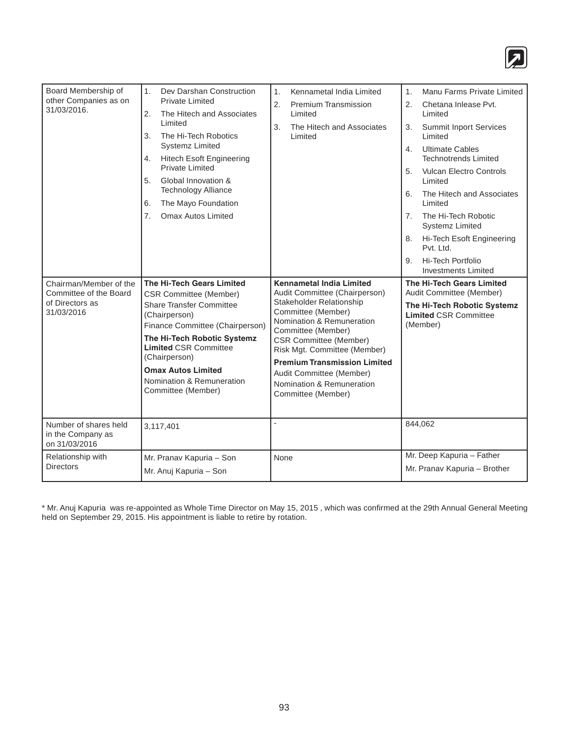| Board Membership of other Companies as on 31/03/2016. | 1. Dev Darshan Construction Private Limited<br>2. The Hitech and Associates Limited<br>3. The Hi-Tech Robotics Systemz Limited<br>4. Hitech Esoft Engineering Private Limited<br>5. Global Innovation & Technology Alliance<br>6. The Mayo Foundation<br>7. Omax Autos Limited | 1. Kennametal India Limited<br>2. Premium Transmission Limited<br>3. The Hitech and Associates Limited | 1. Manu Farms Private Limited<br>2. Chetana Inlease Pvt. Limited<br>3. Summit Inport Services Limited<br>4. Ultimate Cables Technotrends Limited<br>5. Vulcan Electro Controls Limited<br>6. The Hitech and Associates Limited<br>7. The Hi-Tech Robotic Systemz Limited<br>8. Hi-Tech Esoft Engineering Pvt. Ltd.<br>9. Hi-Tech Portfolio Investments Limited |
|---|---|---|---|
| Chairman/Member of the Committee of the Board of Directors as 31/03/2016 | **The Hi-Tech Gears Limited**<br>CSR Committee (Member)<br>Share Transfer Committee (Chairperson)<br>Finance Committee (Chairperson)<br>**The Hi-Tech Robotic Systemz Limited** CSR Committee (Chairperson)<br>**Omax Autos Limited**<br>Nomination & Remuneration Committee (Member) | **Kennametal India Limited**<br>Audit Committee (Chairperson)<br>Stakeholder Relationship Committee (Member)<br>Nomination & Remuneration Committee (Member)<br>CSR Committee (Member)<br>Risk Mgt. Committee (Member)<br>**Premium Transmission Limited**<br>Audit Committee (Member)<br>Nomination & Remuneration Committee (Member) | **The Hi-Tech Gears Limited**<br>Audit Committee (Member)<br>**The Hi-Tech Robotic Systemz Limited** CSR Committee (Member) |
| Number of shares held in the Company as on 31/03/2016 | 3,117,401 | - | 844,062 |
| Relationship with Directors | Mr. Pranav Kapuria – Son<br>Mr. Anuj Kapuria – Son | None | Mr. Deep Kapuria – Father<br>Mr. Pranav Kapuria – Brother |

* Mr. Anuj Kapuria was re-appointed as Whole Time Director on May 15, 2015 , which was confirmed at the 29th Annual General Meeting held on September 29, 2015. His appointment is liable to retire by rotation.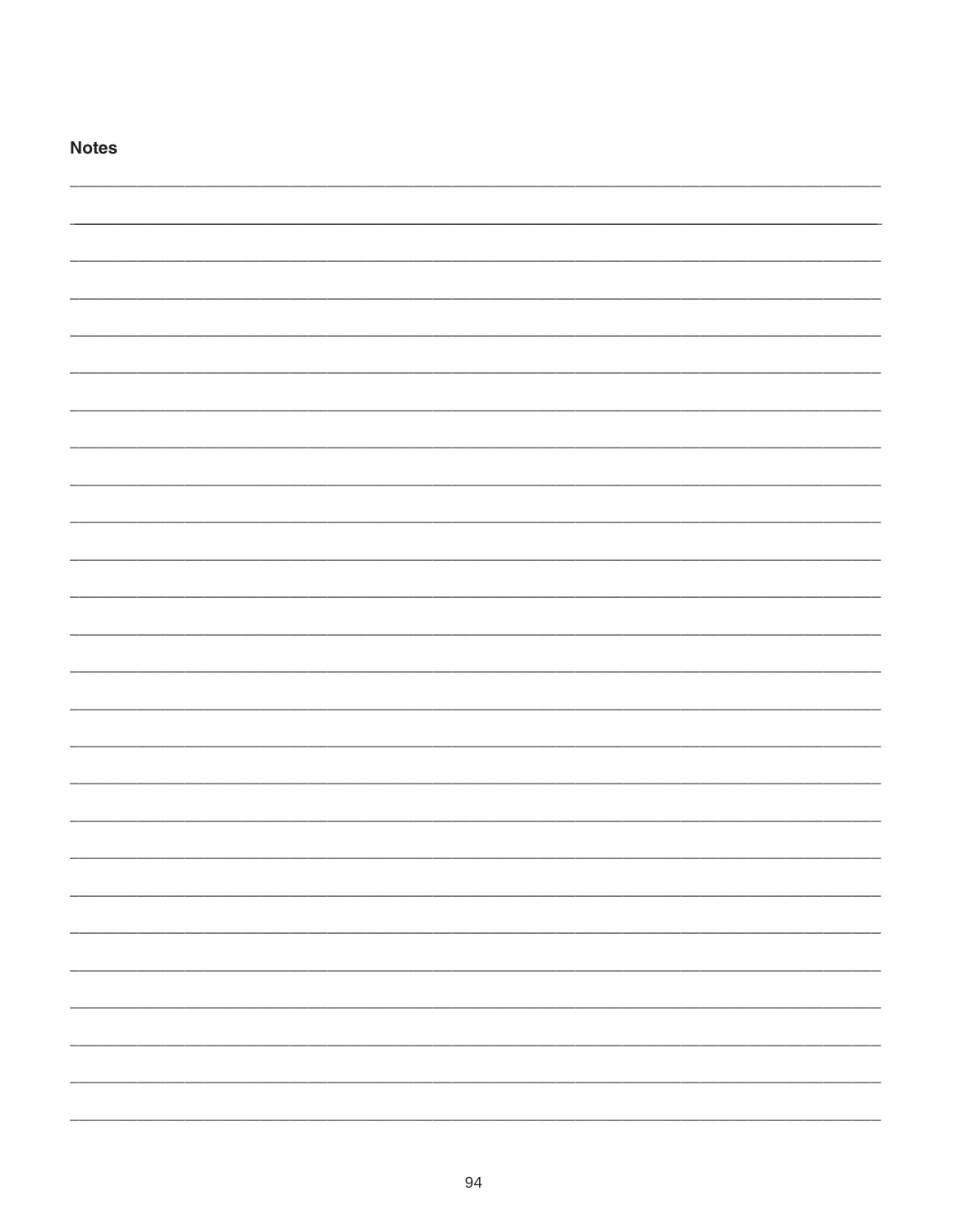**Notes**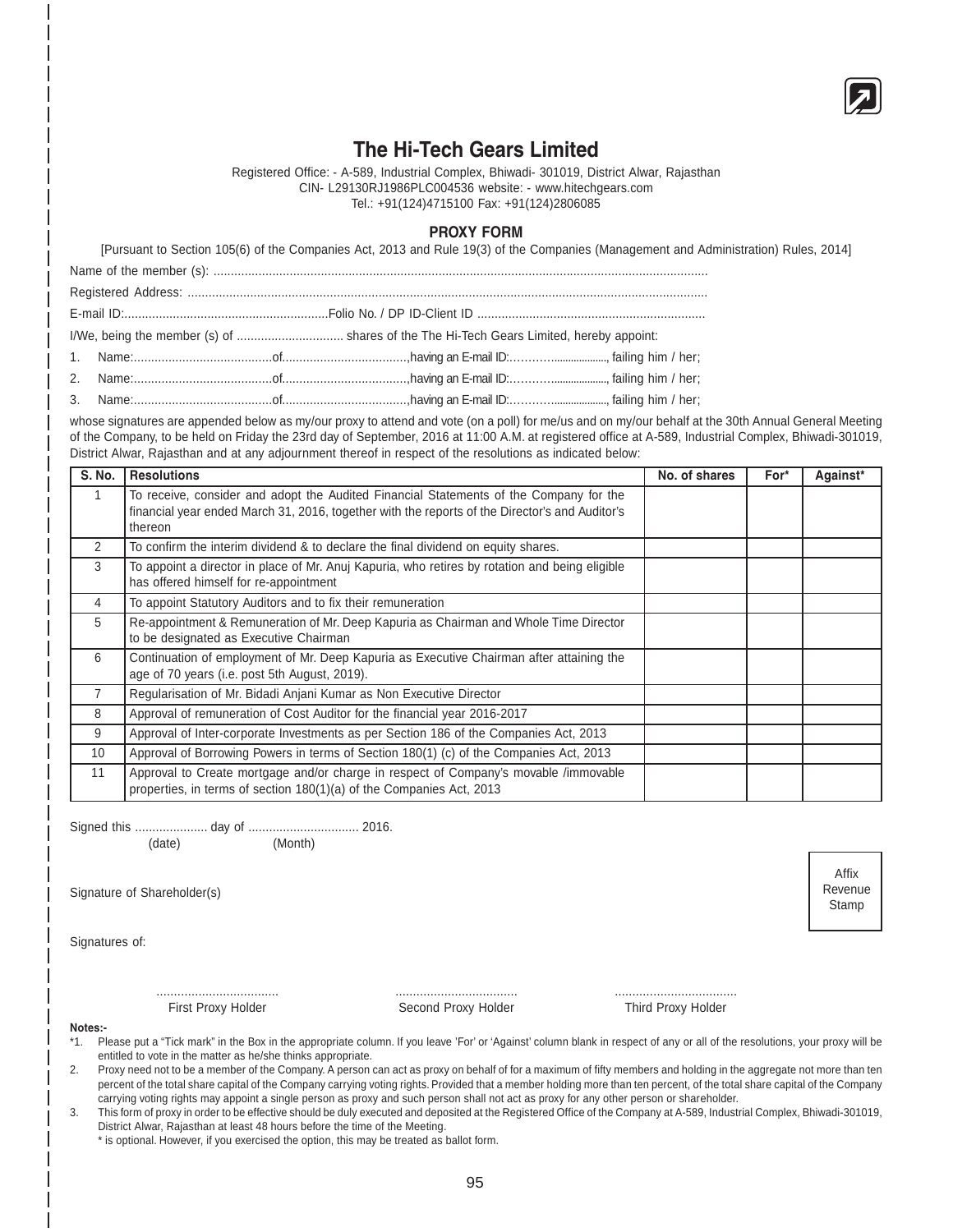# The Hi-Tech Gears Limited

Registered Office: - A-589, Industrial Complex, Bhiwadi- 301019, District Alwar, Rajasthan
CIN- L29130RJ1986PLC004536 website: - www.hitechgears.com
Tel.: +91(124)4715100 Fax: +91(124)2806085

## PROXY FORM

[Pursuant to Section 105(6) of the Companies Act, 2013 and Rule 19(3) of the Companies (Management and Administration) Rules, 2014]

Name of the member (s): ..............................................................................................................................................

Registered Address: .....................................................................................................................................................

E-mail ID:...........................................................Folio No. / DP ID-Client ID .................................................................

I/We, being the member (s) of ............................... shares of the The Hi-Tech Gears Limited, hereby appoint:

1. Name:........................................of....................................,having an E-mail ID:………..................., failing him / her;
2. Name:........................................of....................................,having an E-mail ID:………..................., failing him / her;
3. Name:........................................of....................................,having an E-mail ID:………..................., failing him / her;

whose signatures are appended below as my/our proxy to attend and vote (on a poll) for me/us and on my/our behalf at the 30th Annual General Meeting of the Company, to be held on Friday the 23rd day of September, 2016 at 11:00 A.M. at registered office at A-589, Industrial Complex, Bhiwadi-301019, District Alwar, Rajasthan and at any adjournment thereof in respect of the resolutions as indicated below:

| S. No. | Resolutions | No. of shares | For* | Against* |
|---|---|---|---|---|
| 1 | To receive, consider and adopt the Audited Financial Statements of the Company for the financial year ended March 31, 2016, together with the reports of the Director's and Auditor's thereon | | | |
| 2 | To confirm the interim dividend & to declare the final dividend on equity shares. | | | |
| 3 | To appoint a director in place of Mr. Anuj Kapuria, who retires by rotation and being eligible has offered himself for re-appointment | | | |
| 4 | To appoint Statutory Auditors and to fix their remuneration | | | |
| 5 | Re-appointment & Remuneration of Mr. Deep Kapuria as Chairman and Whole Time Director to be designated as Executive Chairman | | | |
| 6 | Continuation of employment of Mr. Deep Kapuria as Executive Chairman after attaining the age of 70 years (i.e. post 5th August, 2019). | | | |
| 7 | Regularisation of Mr. Bidadi Anjani Kumar as Non Executive Director | | | |
| 8 | Approval of remuneration of Cost Auditor for the financial year 2016-2017 | | | |
| 9 | Approval of Inter-corporate Investments as per Section 186 of the Companies Act, 2013 | | | |
| 10 | Approval of Borrowing Powers in terms of Section 180(1) (c) of the Companies Act, 2013 | | | |
| 11 | Approval to Create mortgage and/or charge in respect of Company's movable /immovable properties, in terms of section 180(1)(a) of the Companies Act, 2013 | | | |

Signed this ..................... day of ................................ 2016.
(date) (Month)

Signature of Shareholder(s)

Affix Revenue Stamp

Signatures of:

.................................. .................................. ..................................
First Proxy Holder Second Proxy Holder Third Proxy Holder

**Notes:-**

*1. Please put a "Tick mark" in the Box in the appropriate column. If you leave 'For' or 'Against' column blank in respect of any or all of the resolutions, your proxy will be entitled to vote in the matter as he/she thinks appropriate.

2. Proxy need not to be a member of the Company. A person can act as proxy on behalf of for a maximum of fifty members and holding in the aggregate not more than ten percent of the total share capital of the Company carrying voting rights. Provided that a member holding more than ten percent, of the total share capital of the Company carrying voting rights may appoint a single person as proxy and such person shall not act as proxy for any other person or shareholder.

3. This form of proxy in order to be effective should be duly executed and deposited at the Registered Office of the Company at A-589, Industrial Complex, Bhiwadi-301019, District Alwar, Rajasthan at least 48 hours before the time of the Meeting.

\* is optional. However, if you exercised the option, this may be treated as ballot form.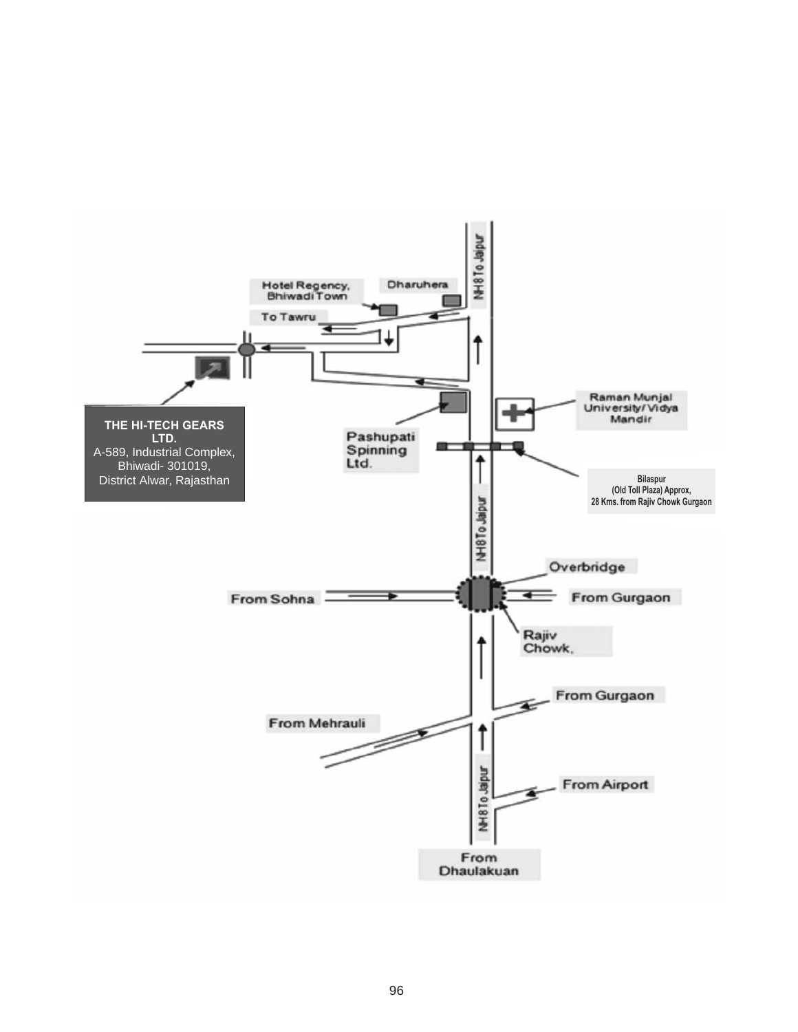**THE HI-TECH GEARS LTD.**
A-589, Industrial Complex,
Bhiwadi- 301019,
District Alwar, Rajasthan

Hotel Regency, Bhiwadi Town

Dharuhera

To Tawru

NH8 To Jaipur

Raman Munjal University/ Vidya Mandir

Pashupati Spinning Ltd.

Bilaspur
(Old Toll Plaza) Approx,
28 Kms. from Rajiv Chowk Gurgaon

NH8 To Jaipur

Overbridge

From Sohna

From Gurgaon

Rajiv Chowk,

From Gurgaon

From Mehrauli

From Airport

NH8 To Jaipur

From Dhaulakuan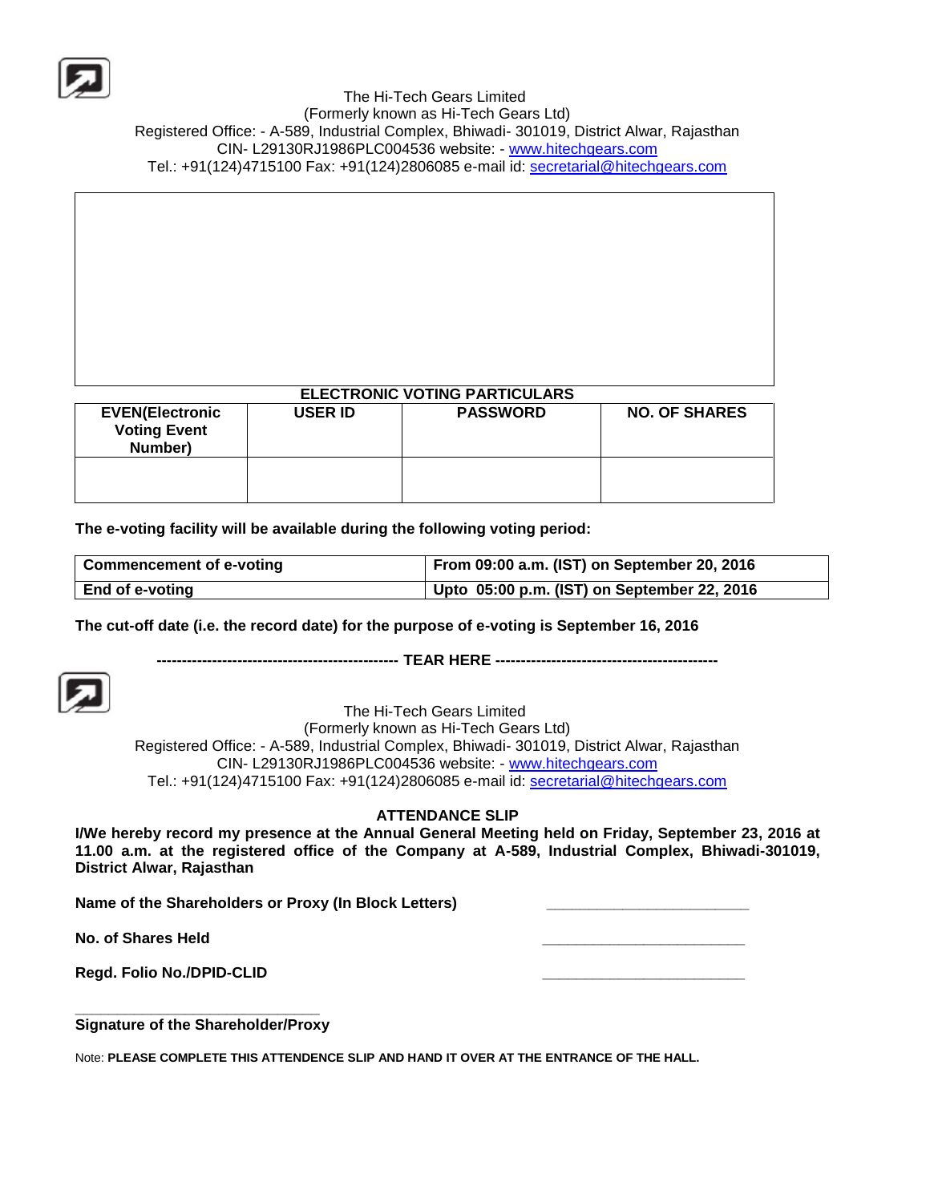The Hi-Tech Gears Limited
(Formerly known as Hi-Tech Gears Ltd)
Registered Office: - A-589, Industrial Complex, Bhiwadi- 301019, District Alwar, Rajasthan
CIN- L29130RJ1986PLC004536 website: - www.hitechgears.com
Tel.: +91(124)4715100 Fax: +91(124)2806085 e-mail id: secretarial@hitechgears.com

**ELECTRONIC VOTING PARTICULARS**

| EVEN(Electronic Voting Event Number) | USER ID | PASSWORD | NO. OF SHARES |
|---|---|---|---|
| | | | |

**The e-voting facility will be available during the following voting period:**

| Commencement of e-voting | From 09:00 a.m. (IST) on September 20, 2016 |
|---|---|
| End of e-voting | Upto 05:00 p.m. (IST) on September 22, 2016 |

**The cut-off date (i.e. the record date) for the purpose of e-voting is September 16, 2016**

**------------------------------------------------ TEAR HERE --------------------------------------------**

The Hi-Tech Gears Limited
(Formerly known as Hi-Tech Gears Ltd)
Registered Office: - A-589, Industrial Complex, Bhiwadi- 301019, District Alwar, Rajasthan
CIN- L29130RJ1986PLC004536 website: - www.hitechgears.com
Tel.: +91(124)4715100 Fax: +91(124)2806085 e-mail id: secretarial@hitechgears.com

## ATTENDANCE SLIP

**I/We hereby record my presence at the Annual General Meeting held on Friday, September 23, 2016 at 11.00 a.m. at the registered office of the Company at A-589, Industrial Complex, Bhiwadi-301019, District Alwar, Rajasthan**

**Name of the Shareholders or Proxy (In Block Letters)** ________________________

**No. of Shares Held** ________________________

**Regd. Folio No./DPID-CLID** ________________________

______________________________
**Signature of the Shareholder/Proxy**

Note: **PLEASE COMPLETE THIS ATTENDENCE SLIP AND HAND IT OVER AT THE ENTRANCE OF THE HALL.**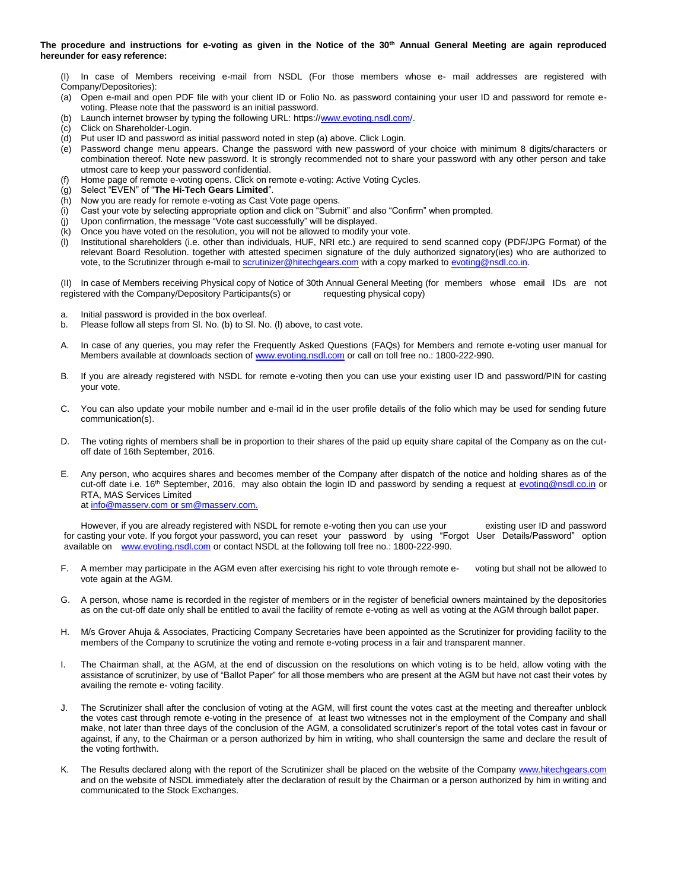**The procedure and instructions for e-voting as given in the Notice of the 30th Annual General Meeting are again reproduced hereunder for easy reference:**

(I) In case of Members receiving e-mail from NSDL (For those members whose e- mail addresses are registered with Company/Depositories):

(a) Open e-mail and open PDF file with your client ID or Folio No. as password containing your user ID and password for remote e-voting. Please note that the password is an initial password.
(b) Launch internet browser by typing the following URL: https://www.evoting.nsdl.com/.
(c) Click on Shareholder-Login.
(d) Put user ID and password as initial password noted in step (a) above. Click Login.
(e) Password change menu appears. Change the password with new password of your choice with minimum 8 digits/characters or combination thereof. Note new password. It is strongly recommended not to share your password with any other person and take utmost care to keep your password confidential.
(f) Home page of remote e-voting opens. Click on remote e-voting: Active Voting Cycles.
(g) Select "EVEN" of "**The Hi-Tech Gears Limited**".
(h) Now you are ready for remote e-voting as Cast Vote page opens.
(i) Cast your vote by selecting appropriate option and click on "Submit" and also "Confirm" when prompted.
(j) Upon confirmation, the message "Vote cast successfully" will be displayed.
(k) Once you have voted on the resolution, you will not be allowed to modify your vote.
(l) Institutional shareholders (i.e. other than individuals, HUF, NRI etc.) are required to send scanned copy (PDF/JPG Format) of the relevant Board Resolution. together with attested specimen signature of the duly authorized signatory(ies) who are authorized to vote, to the Scrutinizer through e-mail to scrutinizer@hitechgears.com with a copy marked to evoting@nsdl.co.in.

(II) In case of Members receiving Physical copy of Notice of 30th Annual General Meeting (for members whose email IDs are not registered with the Company/Depository Participants(s) or requesting physical copy)

a. Initial password is provided in the box overleaf.
b. Please follow all steps from Sl. No. (b) to Sl. No. (l) above, to cast vote.

A. In case of any queries, you may refer the Frequently Asked Questions (FAQs) for Members and remote e-voting user manual for Members available at downloads section of www.evoting.nsdl.com or call on toll free no.: 1800-222-990.

B. If you are already registered with NSDL for remote e-voting then you can use your existing user ID and password/PIN for casting your vote.

C. You can also update your mobile number and e-mail id in the user profile details of the folio which may be used for sending future communication(s).

D. The voting rights of members shall be in proportion to their shares of the paid up equity share capital of the Company as on the cut-off date of 16th September, 2016.

E. Any person, who acquires shares and becomes member of the Company after dispatch of the notice and holding shares as of the cut-off date i.e. 16th September, 2016, may also obtain the login ID and password by sending a request at evoting@nsdl.co.in or RTA, MAS Services Limited at info@masserv.com or sm@masserv.com.

However, if you are already registered with NSDL for remote e-voting then you can use your existing user ID and password for casting your vote. If you forgot your password, you can reset your password by using "Forgot User Details/Password" option available on www.evoting.nsdl.com or contact NSDL at the following toll free no.: 1800-222-990.

F. A member may participate in the AGM even after exercising his right to vote through remote e- voting but shall not be allowed to vote again at the AGM.

G. A person, whose name is recorded in the register of members or in the register of beneficial owners maintained by the depositories as on the cut-off date only shall be entitled to avail the facility of remote e-voting as well as voting at the AGM through ballot paper.

H. M/s Grover Ahuja & Associates, Practicing Company Secretaries have been appointed as the Scrutinizer for providing facility to the members of the Company to scrutinize the voting and remote e-voting process in a fair and transparent manner.

I. The Chairman shall, at the AGM, at the end of discussion on the resolutions on which voting is to be held, allow voting with the assistance of scrutinizer, by use of "Ballot Paper" for all those members who are present at the AGM but have not cast their votes by availing the remote e- voting facility.

J. The Scrutinizer shall after the conclusion of voting at the AGM, will first count the votes cast at the meeting and thereafter unblock the votes cast through remote e-voting in the presence of at least two witnesses not in the employment of the Company and shall make, not later than three days of the conclusion of the AGM, a consolidated scrutinizer's report of the total votes cast in favour or against, if any, to the Chairman or a person authorized by him in writing, who shall countersign the same and declare the result of the voting forthwith.

K. The Results declared along with the report of the Scrutinizer shall be placed on the website of the Company www.hitechgears.com and on the website of NSDL immediately after the declaration of result by the Chairman or a person authorized by him in writing and communicated to the Stock Exchanges.